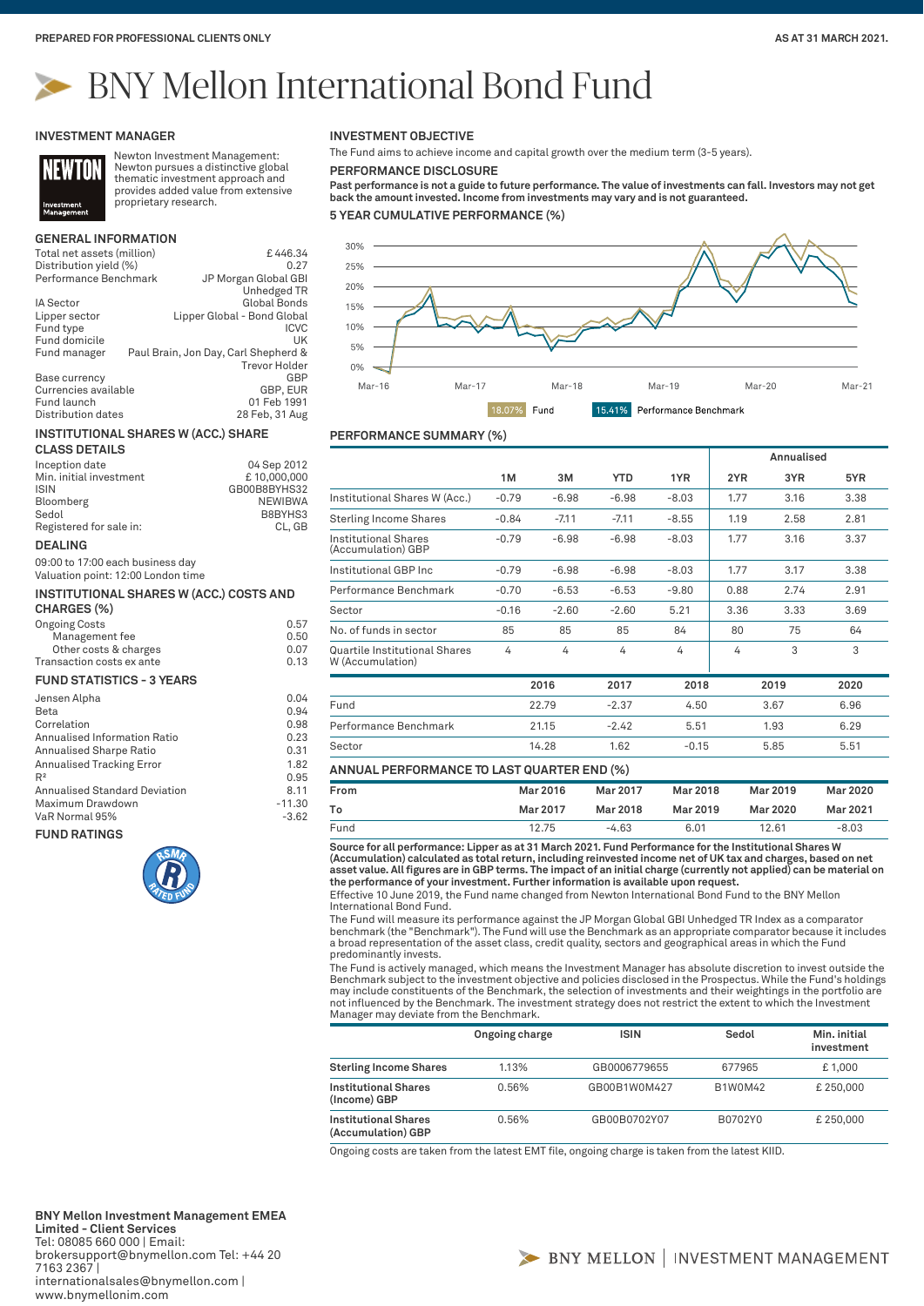PREPARED FOR PROFESSIONAL CLIENTS ONLY

AS AT 31 MARCH 2021.

# BNY Mellon International Bond Fund

## INVESTMENT MANAGER

Newton Investment Management: Newton pursues a distinctive global thematic investment approach and provides added value from extensive proprietary research.

## GENERAL INFORMATION

| | |
|---|---|
| Total net assets (million) | £ 446.34 |
| Distribution yield (%) | 0.27 |
| Performance Benchmark | JP Morgan Global GBI Unhedged TR |
| IA Sector | Global Bonds |
| Lipper sector | Lipper Global - Bond Global |
| Fund type | ICVC |
| Fund domicile | UK |
| Fund manager | Paul Brain, Jon Day, Carl Shepherd & Trevor Holder |
| Base currency | GBP |
| Currencies available | GBP, EUR |
| Fund launch | 01 Feb 1991 |
| Distribution dates | 28 Feb, 31 Aug |

## INSTITUTIONAL SHARES W (ACC.) SHARE CLASS DETAILS

| | |
|---|---|
| Inception date | 04 Sep 2012 |
| Min. initial investment | £ 10,000,000 |
| ISIN | GB00B8BYHS32 |
| Bloomberg | NEWIBWA |
| Sedol | B8BYHS3 |
| Registered for sale in: | CL, GB |

## DEALING

09:00 to 17:00 each business day
Valuation point: 12:00 London time

## INSTITUTIONAL SHARES W (ACC.) COSTS AND CHARGES (%)

| | |
|---|---|
| Ongoing Costs | 0.57 |
| Management fee | 0.50 |
| Other costs & charges | 0.07 |
| Transaction costs ex ante | 0.13 |

## FUND STATISTICS - 3 YEARS

| | |
|---|---|
| Jensen Alpha | 0.04 |
| Beta | 0.94 |
| Correlation | 0.98 |
| Annualised Information Ratio | 0.23 |
| Annualised Sharpe Ratio | 0.31 |
| Annualised Tracking Error | 1.82 |
| $R^2$ | 0.95 |
| Annualised Standard Deviation | 8.11 |
| Maximum Drawdown | -11.30 |
| VaR Normal 95% | -3.62 |

## FUND RATINGS

RSMR Rated Fund

## INVESTMENT OBJECTIVE

The Fund aims to achieve income and capital growth over the medium term (3-5 years).

## PERFORMANCE DISCLOSURE

**Past performance is not a guide to future performance. The value of investments can fall. Investors may not get back the amount invested. Income from investments may vary and is not guaranteed.**

## 5 YEAR CUMULATIVE PERFORMANCE (%)

18.07% Fund | 15.41% Performance Benchmark

## PERFORMANCE SUMMARY (%)

| | 1M | 3M | YTD | 1YR | Annualised 2YR | 3YR | 5YR |
|---|---|---|---|---|---|---|---|
| Institutional Shares W (Acc.) | -0.79 | -6.98 | -6.98 | -8.03 | 1.77 | 3.16 | 3.38 |
| Sterling Income Shares | -0.84 | -7.11 | -7.11 | -8.55 | 1.19 | 2.58 | 2.81 |
| Institutional Shares (Accumulation) GBP | -0.79 | -6.98 | -6.98 | -8.03 | 1.77 | 3.16 | 3.37 |
| Institutional GBP Inc | -0.79 | -6.98 | -6.98 | -8.03 | 1.77 | 3.17 | 3.38 |
| Performance Benchmark | -0.70 | -6.53 | -6.53 | -9.80 | 0.88 | 2.74 | 2.91 |
| Sector | -0.16 | -2.60 | -2.60 | 5.21 | 3.36 | 3.33 | 3.69 |
| No. of funds in sector | 85 | 85 | 85 | 84 | 80 | 75 | 64 |
| Quartile Institutional Shares W (Accumulation) | 4 | 4 | 4 | 4 | 4 | 3 | 3 |

| | 2016 | 2017 | 2018 | 2019 | 2020 |
|---|---|---|---|---|---|
| Fund | 22.79 | -2.37 | 4.50 | 3.67 | 6.96 |
| Performance Benchmark | 21.15 | -2.42 | 5.51 | 1.93 | 6.29 |
| Sector | 14.28 | 1.62 | -0.15 | 5.85 | 5.51 |

## ANNUAL PERFORMANCE TO LAST QUARTER END (%)

| From | Mar 2016 | Mar 2017 | Mar 2018 | Mar 2019 | Mar 2020 |
|---|---|---|---|---|---|
| To | Mar 2017 | Mar 2018 | Mar 2019 | Mar 2020 | Mar 2021 |
| Fund | 12.75 | -4.63 | 6.01 | 12.61 | -8.03 |

**Source for all performance: Lipper as at 31 March 2021. Fund Performance for the Institutional Shares W (Accumulation) calculated as total return, including reinvested income net of UK tax and charges, based on net asset value. All figures are in GBP terms. The impact of an initial charge (currently not applied) can be material on the performance of your investment. Further information is available upon request.**

Effective 10 June 2019, the Fund name changed from Newton International Bond Fund to the BNY Mellon International Bond Fund.

The Fund will measure its performance against the JP Morgan Global GBI Unhedged TR Index as a comparator benchmark (the "Benchmark"). The Fund will use the Benchmark as an appropriate comparator because it includes a broad representation of the asset class, credit quality, sectors and geographical areas in which the Fund predominantly invests.

The Fund is actively managed, which means the Investment Manager has absolute discretion to invest outside the Benchmark subject to the investment objective and policies disclosed in the Prospectus. While the Fund's holdings may include constituents of the Benchmark, the selection of investments and their weightings in the portfolio are not influenced by the Benchmark. The investment strategy does not restrict the extent to which the Investment Manager may deviate from the Benchmark.

| | Ongoing charge | ISIN | Sedol | Min. initial investment |
|---|---|---|---|---|
| **Sterling Income Shares** | 1.13% | GB0006779655 | 677965 | £ 1,000 |
| **Institutional Shares (Income) GBP** | 0.56% | GB00B1W0M427 | B1W0M42 | £ 250,000 |
| **Institutional Shares (Accumulation) GBP** | 0.56% | GB00B0702Y07 | B0702Y0 | £ 250,000 |

Ongoing costs are taken from the latest EMT file, ongoing charge is taken from the latest KIID.

**BNY Mellon Investment Management EMEA Limited - Client Services**
Tel: 08085 660 000 | Email: brokersupport@bnymellon.com Tel: +44 20 7163 2367 | internationalsales@bnymellon.com | www.bnymellonim.com

BNY MELLON | INVESTMENT MANAGEMENT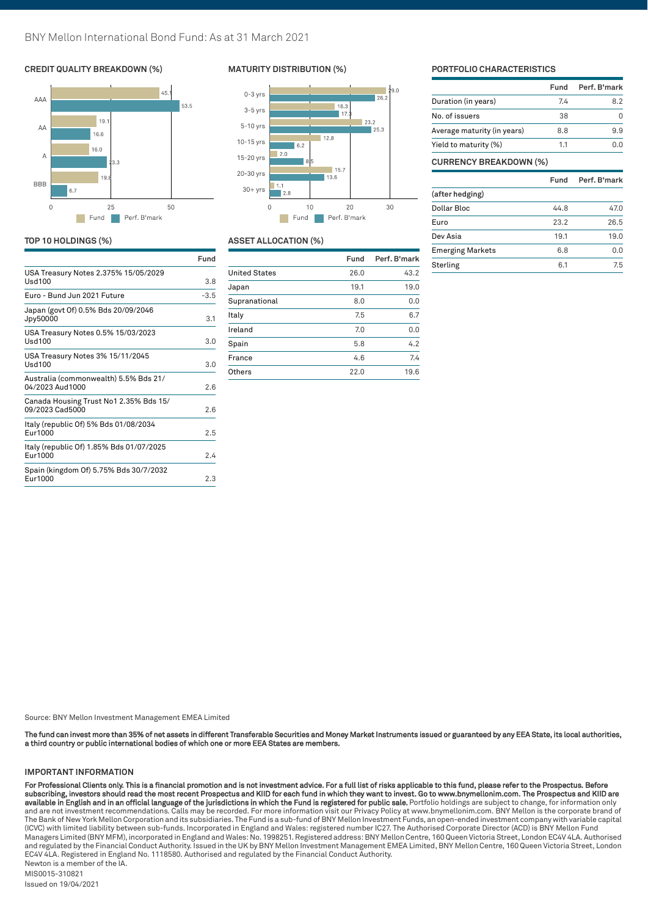## BNY Mellon International Bond Fund: As at 31 March 2021

### CREDIT QUALITY BREAKDOWN (%)

AAA
45.1
53.5
AA
19.1
16.6
A
16.0
23.3
BBB
19.8
6.7

0 25 50

Fund Perf. B'mark

### MATURITY DISTRIBUTION (%)

0-3 yrs
29.0
26.2
3-5 yrs
16.3
17.3
5-10 yrs
23.2
25.3
10-15 yrs
12.8
6.2
15-20 yrs
2.0
8.5
20-30 yrs
15.7
13.6
30+ yrs
1.1
2.8

0 10 20 30

Fund Perf. B'mark

### PORTFOLIO CHARACTERISTICS

| | Fund | Perf. B'mark |
|---|---|---|
| Duration (in years) | 7.4 | 8.2 |
| No. of issuers | 38 | 0 |
| Average maturity (in years) | 8.8 | 9.9 |
| Yield to maturity (%) | 1.1 | 0.0 |

### CURRENCY BREAKDOWN (%)

| | Fund | Perf. B'mark |
|---|---|---|
| (after hedging) | | |
| Dollar Bloc | 44.8 | 47.0 |
| Euro | 23.2 | 26.5 |
| Dev Asia | 19.1 | 19.0 |
| Emerging Markets | 6.8 | 0.0 |
| Sterling | 6.1 | 7.5 |

### TOP 10 HOLDINGS (%)

| | Fund |
|---|---|
| USA Treasury Notes 2.375% 15/05/2029 Usd100 | 3.8 |
| Euro - Bund Jun 2021 Future | -3.5 |
| Japan (govt Of) 0.5% Bds 20/09/2046 Jpy50000 | 3.1 |
| USA Treasury Notes 0.5% 15/03/2023 Usd100 | 3.0 |
| USA Treasury Notes 3% 15/11/2045 Usd100 | 3.0 |
| Australia (commonwealth) 5.5% Bds 21/04/2023 Aud1000 | 2.6 |
| Canada Housing Trust No1 2.35% Bds 15/09/2023 Cad5000 | 2.6 |
| Italy (republic Of) 5% Bds 01/08/2034 Eur1000 | 2.5 |
| Italy (republic Of) 1.85% Bds 01/07/2025 Eur1000 | 2.4 |
| Spain (kingdom Of) 5.75% Bds 30/7/2032 Eur1000 | 2.3 |

### ASSET ALLOCATION (%)

| | Fund | Perf. B'mark |
|---|---|---|
| United States | 26.0 | 43.2 |
| Japan | 19.1 | 19.0 |
| Supranational | 8.0 | 0.0 |
| Italy | 7.5 | 6.7 |
| Ireland | 7.0 | 0.0 |
| Spain | 5.8 | 4.2 |
| France | 4.6 | 7.4 |
| Others | 22.0 | 19.6 |

Source: BNY Mellon Investment Management EMEA Limited

**The fund can invest more than 35% of net assets in different Transferable Securities and Money Market Instruments issued or guaranteed by any EEA State, its local authorities, a third country or public international bodies of which one or more EEA States are members.**

### IMPORTANT INFORMATION

**For Professional Clients only. This is a financial promotion and is not investment advice. For a full list of risks applicable to this fund, please refer to the Prospectus. Before subscribing, investors should read the most recent Prospectus and KIID for each fund in which they want to invest. Go to www.bnymellonim.com. The Prospectus and KIID are available in English and in an official language of the jurisdictions in which the Fund is registered for public sale.** Portfolio holdings are subject to change, for information only and are not investment recommendations. Calls may be recorded. For more information visit our Privacy Policy at www.bnymellonim.com. BNY Mellon is the corporate brand of The Bank of New York Mellon Corporation and its subsidiaries. The Fund is a sub-fund of BNY Mellon Investment Funds, an open-ended investment company with variable capital (ICVC) with limited liability between sub-funds. Incorporated in England and Wales: registered number IC27. The Authorised Corporate Director (ACD) is BNY Mellon Fund Managers Limited (BNY MFM), incorporated in England and Wales: No. 1998251. Registered address: BNY Mellon Centre, 160 Queen Victoria Street, London EC4V 4LA. Authorised and regulated by the Financial Conduct Authority. Issued in the UK by BNY Mellon Investment Management EMEA Limited, BNY Mellon Centre, 160 Queen Victoria Street, London EC4V 4LA. Registered in England No. 1118580. Authorised and regulated by the Financial Conduct Authority.

Newton is a member of the IA.

MIS0015-310821

Issued on 19/04/2021